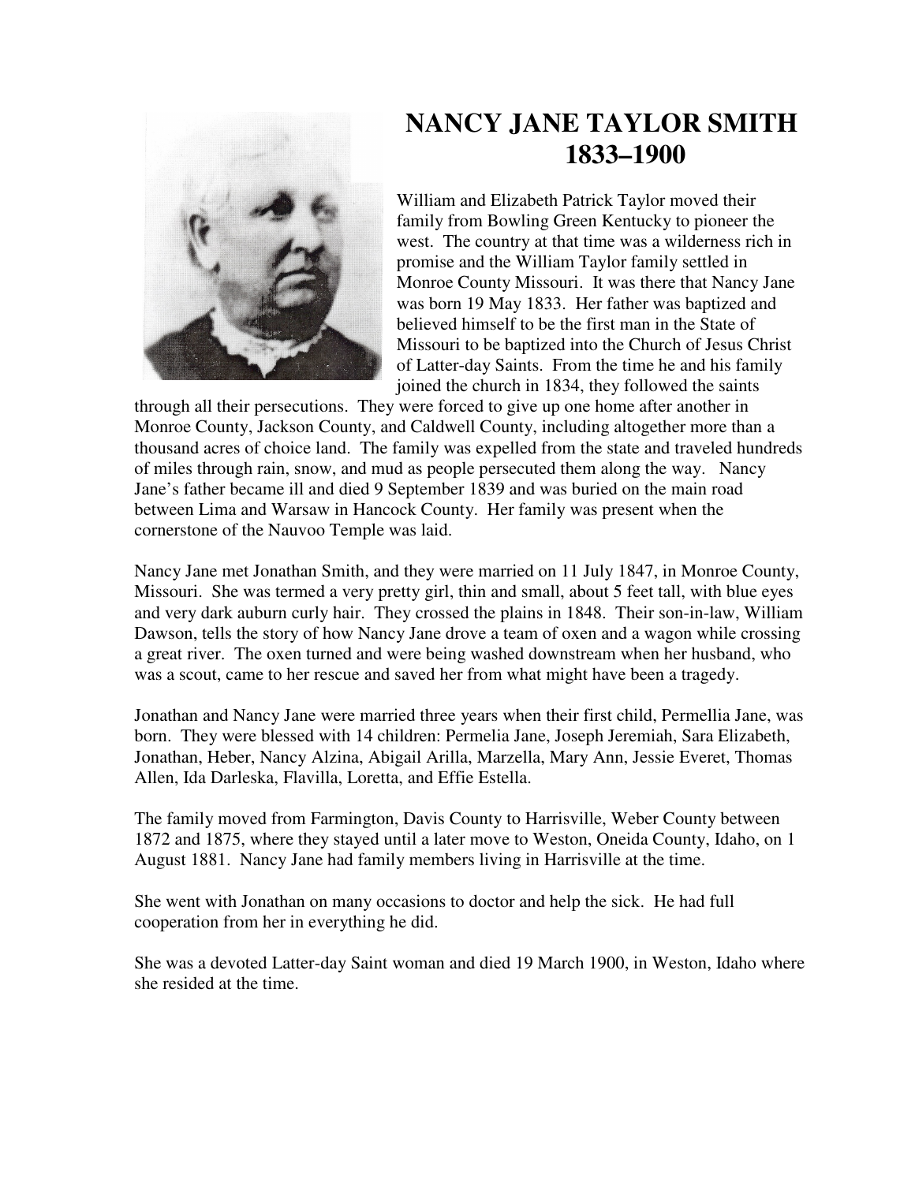# NANCY JANE TAYLOR SMITH
# 1833–1900

William and Elizabeth Patrick Taylor moved their family from Bowling Green Kentucky to pioneer the west. The country at that time was a wilderness rich in promise and the William Taylor family settled in Monroe County Missouri. It was there that Nancy Jane was born 19 May 1833. Her father was baptized and believed himself to be the first man in the State of Missouri to be baptized into the Church of Jesus Christ of Latter-day Saints. From the time he and his family joined the church in 1834, they followed the saints through all their persecutions. They were forced to give up one home after another in Monroe County, Jackson County, and Caldwell County, including altogether more than a thousand acres of choice land. The family was expelled from the state and traveled hundreds of miles through rain, snow, and mud as people persecuted them along the way. Nancy Jane's father became ill and died 9 September 1839 and was buried on the main road between Lima and Warsaw in Hancock County. Her family was present when the cornerstone of the Nauvoo Temple was laid.

Nancy Jane met Jonathan Smith, and they were married on 11 July 1847, in Monroe County, Missouri. She was termed a very pretty girl, thin and small, about 5 feet tall, with blue eyes and very dark auburn curly hair. They crossed the plains in 1848. Their son-in-law, William Dawson, tells the story of how Nancy Jane drove a team of oxen and a wagon while crossing a great river. The oxen turned and were being washed downstream when her husband, who was a scout, came to her rescue and saved her from what might have been a tragedy.

Jonathan and Nancy Jane were married three years when their first child, Permellia Jane, was born. They were blessed with 14 children: Permelia Jane, Joseph Jeremiah, Sara Elizabeth, Jonathan, Heber, Nancy Alzina, Abigail Arilla, Marzella, Mary Ann, Jessie Everet, Thomas Allen, Ida Darleska, Flavilla, Loretta, and Effie Estella.

The family moved from Farmington, Davis County to Harrisville, Weber County between 1872 and 1875, where they stayed until a later move to Weston, Oneida County, Idaho, on 1 August 1881. Nancy Jane had family members living in Harrisville at the time.

She went with Jonathan on many occasions to doctor and help the sick. He had full cooperation from her in everything he did.

She was a devoted Latter-day Saint woman and died 19 March 1900, in Weston, Idaho where she resided at the time.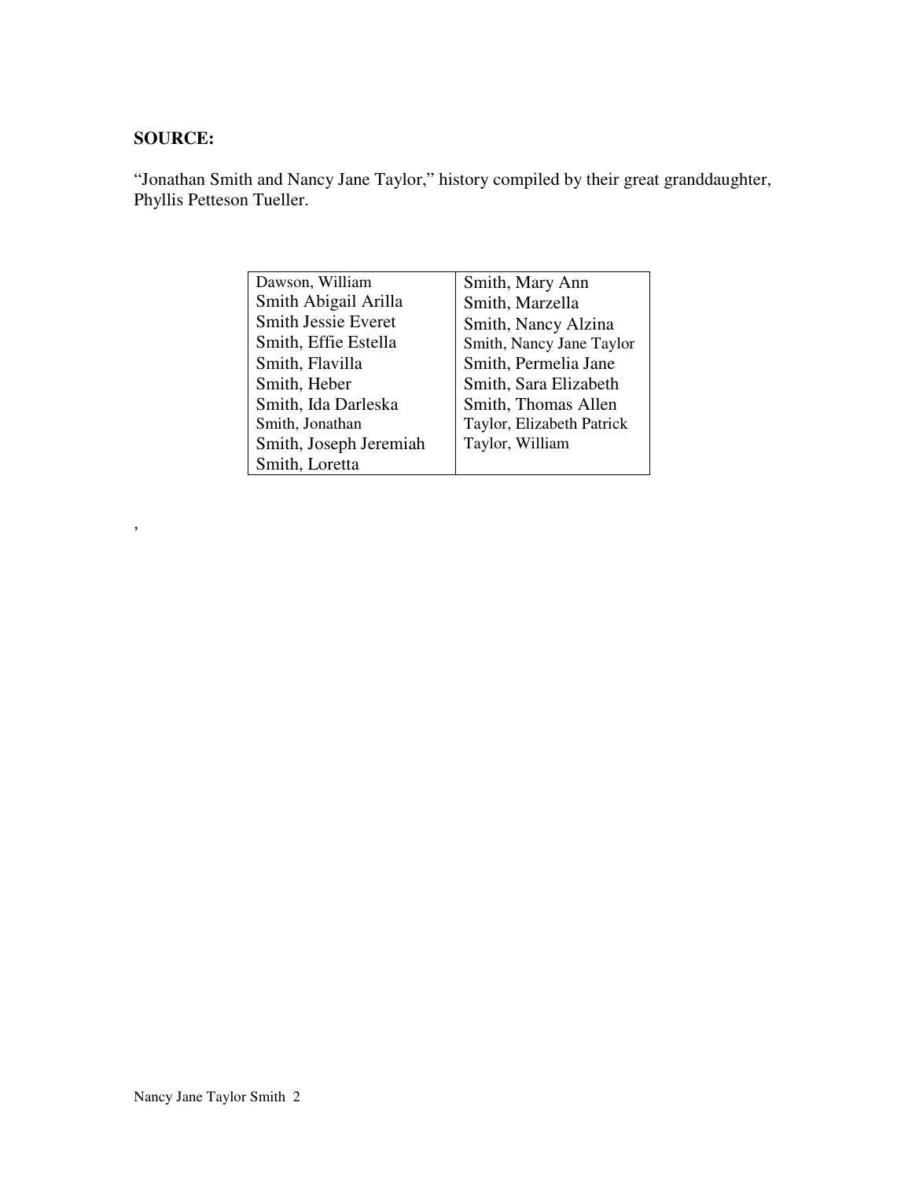**SOURCE:**

"Jonathan Smith and Nancy Jane Taylor," history compiled by their great granddaughter, Phyllis Petteson Tueller.

| | |
|---|---|
| Dawson, William | Smith, Mary Ann |
| Smith Abigail Arilla | Smith, Marzella |
| Smith Jessie Everet | Smith, Nancy Alzina |
| Smith, Effie Estella | Smith, Nancy Jane Taylor |
| Smith, Flavilla | Smith, Permelia Jane |
| Smith, Heber | Smith, Sara Elizabeth |
| Smith, Ida Darleska | Smith, Thomas Allen |
| Smith, Jonathan | Taylor, Elizabeth Patrick |
| Smith, Joseph Jeremiah | Taylor, William |
| Smith, Loretta | |

,